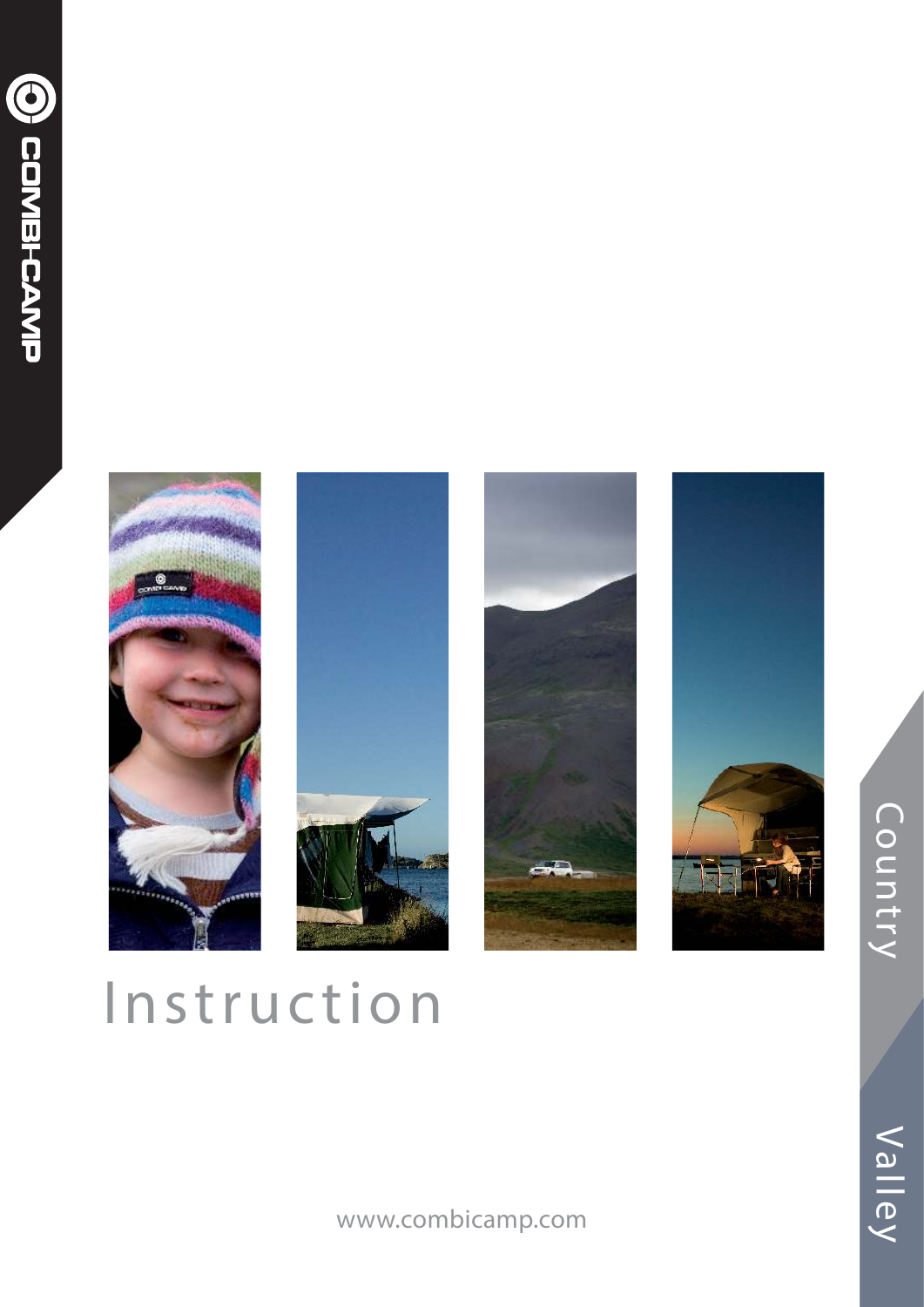COMBI-CAMP

# Instruction

Country

Valley

www.combicamp.com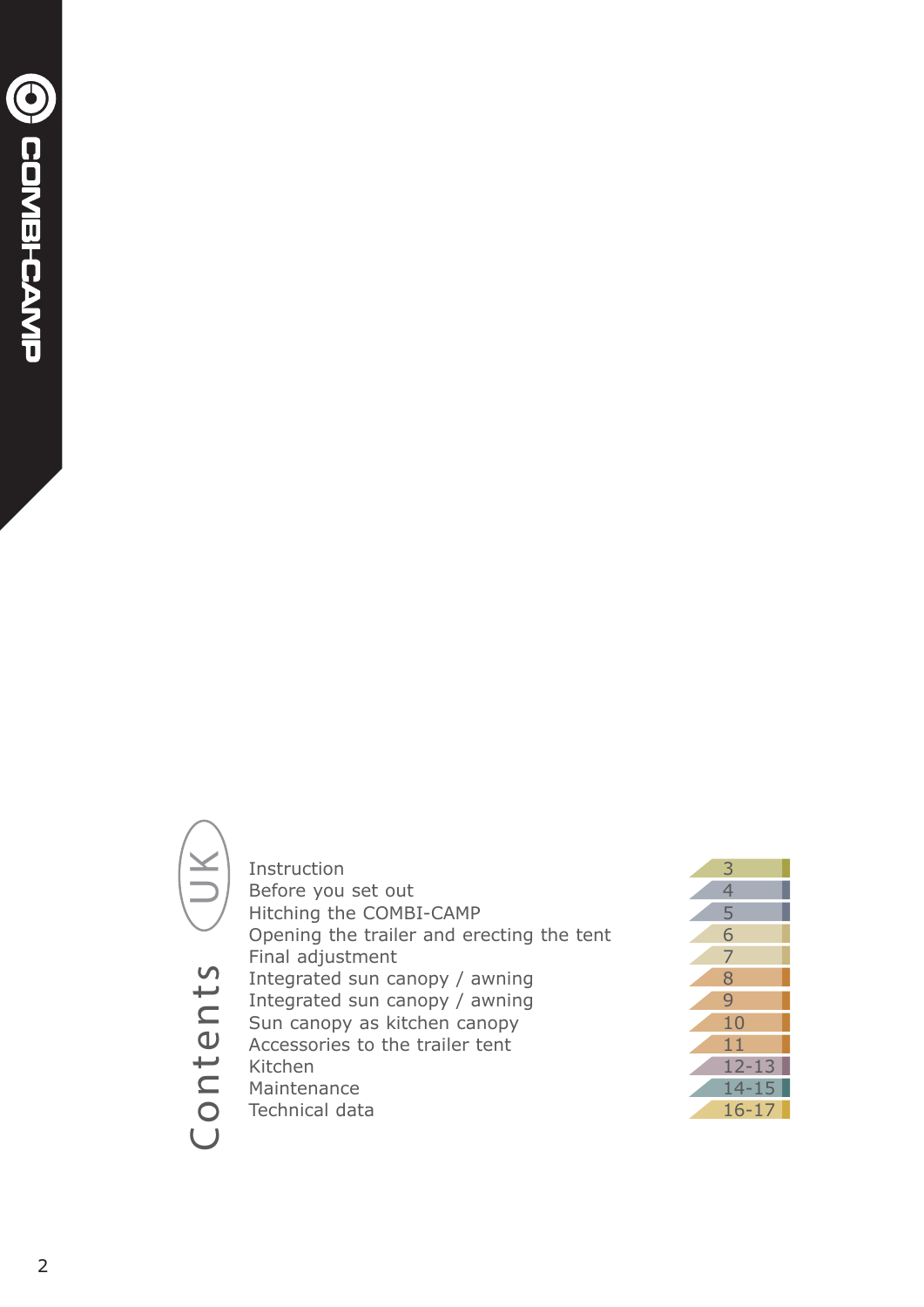# Contents (UK)

| | |
|---|---|
| Instruction | 3 |
| Before you set out | 4 |
| Hitching the COMBI-CAMP | 5 |
| Opening the trailer and erecting the tent | 6 |
| Final adjustment | 7 |
| Integrated sun canopy / awning | 8 |
| Integrated sun canopy / awning | 9 |
| Sun canopy as kitchen canopy | 10 |
| Accessories to the trailer tent | 11 |
| Kitchen | 12-13 |
| Maintenance | 14-15 |
| Technical data | 16-17 |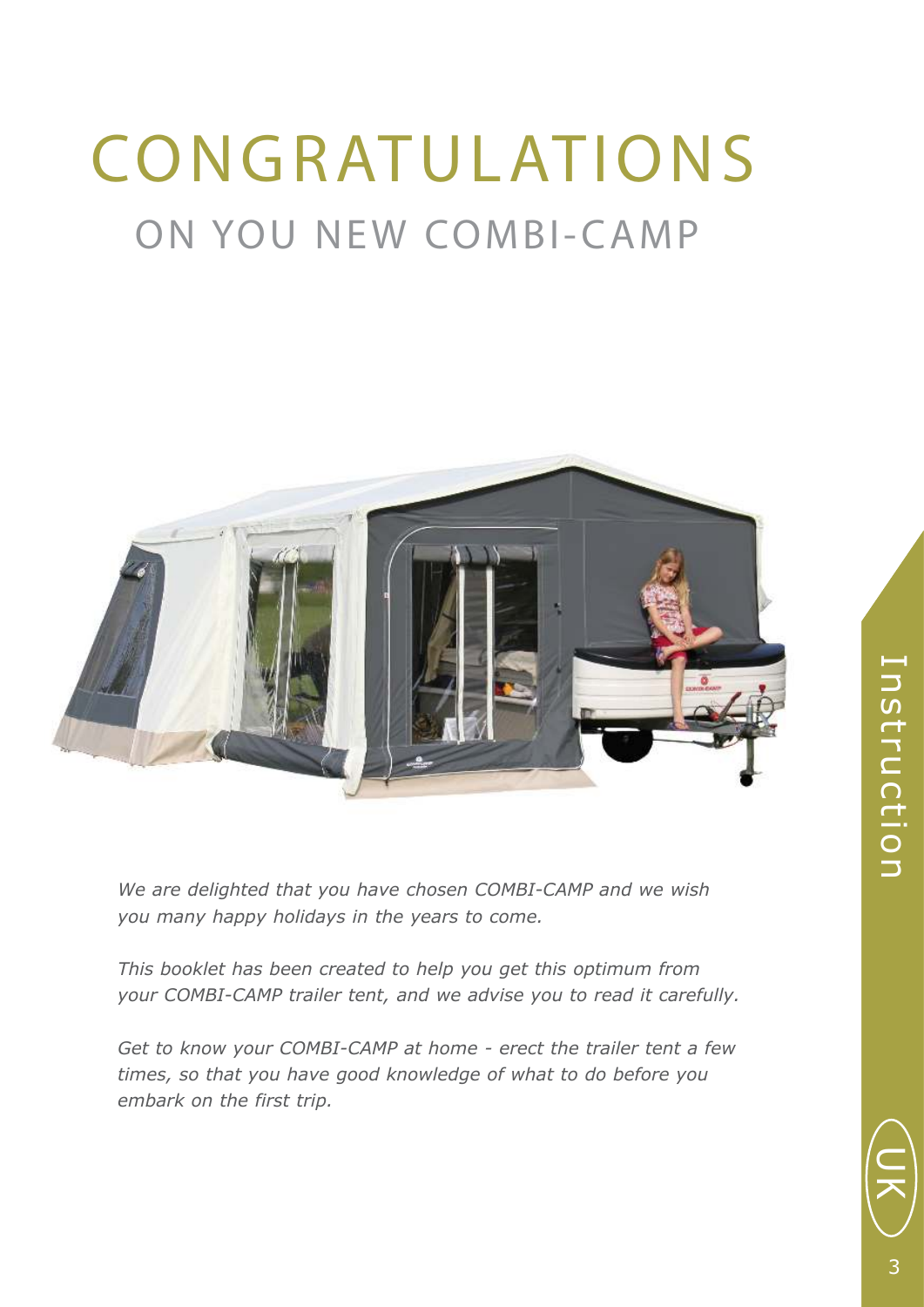# CONGRATULATIONS

## ON YOU NEW COMBI-CAMP

*We are delighted that you have chosen COMBI-CAMP and we wish you many happy holidays in the years to come.*

*This booklet has been created to help you get this optimum from your COMBI-CAMP trailer tent, and we advise you to read it carefully.*

*Get to know your COMBI-CAMP at home - erect the trailer tent a few times, so that you have good knowledge of what to do before you embark on the first trip.*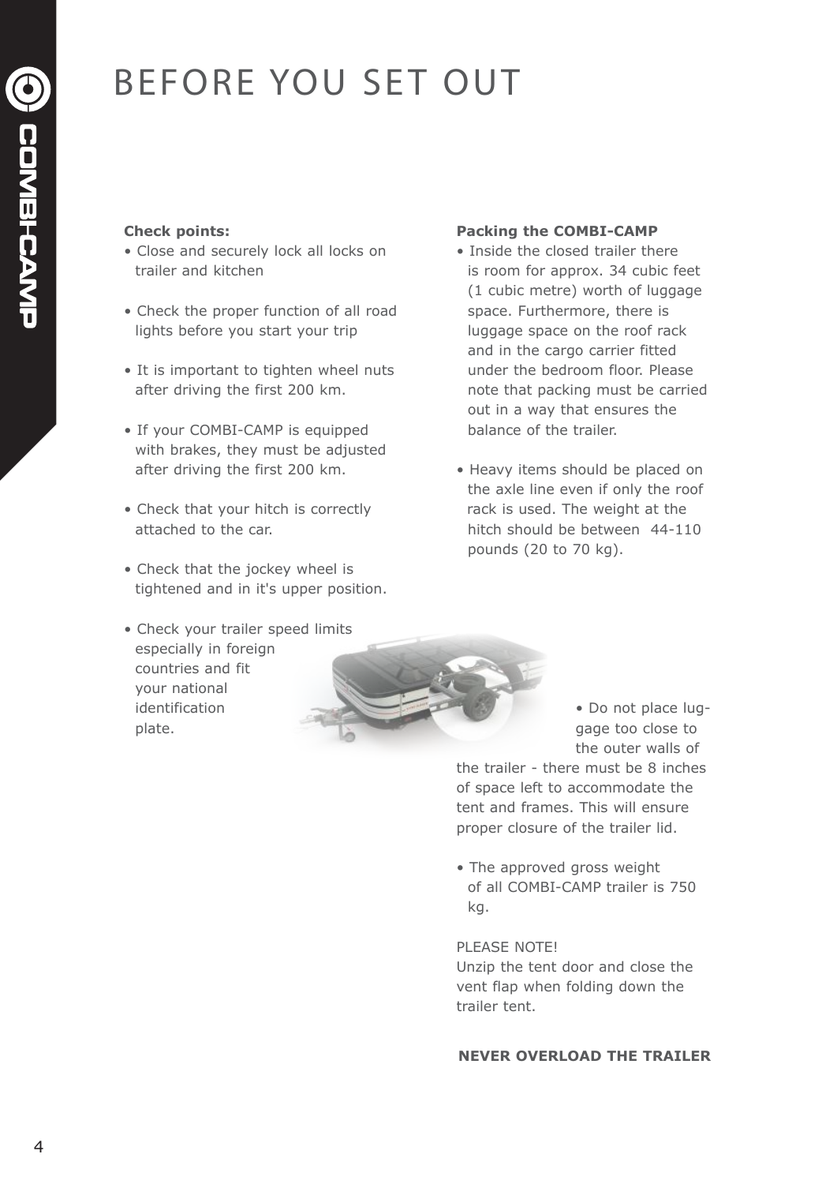# BEFORE YOU SET OUT

**Check points:**

- Close and securely lock all locks on trailer and kitchen
- Check the proper function of all road lights before you start your trip
- It is important to tighten wheel nuts after driving the first 200 km.
- If your COMBI-CAMP is equipped with brakes, they must be adjusted after driving the first 200 km.
- Check that your hitch is correctly attached to the car.
- Check that the jockey wheel is tightened and in it's upper position.
- Check your trailer speed limits especially in foreign countries and fit your national identification plate.

**Packing the COMBI-CAMP**

- Inside the closed trailer there is room for approx. 34 cubic feet (1 cubic metre) worth of luggage space. Furthermore, there is luggage space on the roof rack and in the cargo carrier fitted under the bedroom floor. Please note that packing must be carried out in a way that ensures the balance of the trailer.
- Heavy items should be placed on the axle line even if only the roof rack is used. The weight at the hitch should be between 44-110 pounds (20 to 70 kg).
- Do not place luggage too close to the outer walls of the trailer - there must be 8 inches of space left to accommodate the tent and frames. This will ensure proper closure of the trailer lid.
- The approved gross weight of all COMBI-CAMP trailer is 750 kg.

PLEASE NOTE!
Unzip the tent door and close the vent flap when folding down the trailer tent.

**NEVER OVERLOAD THE TRAILER**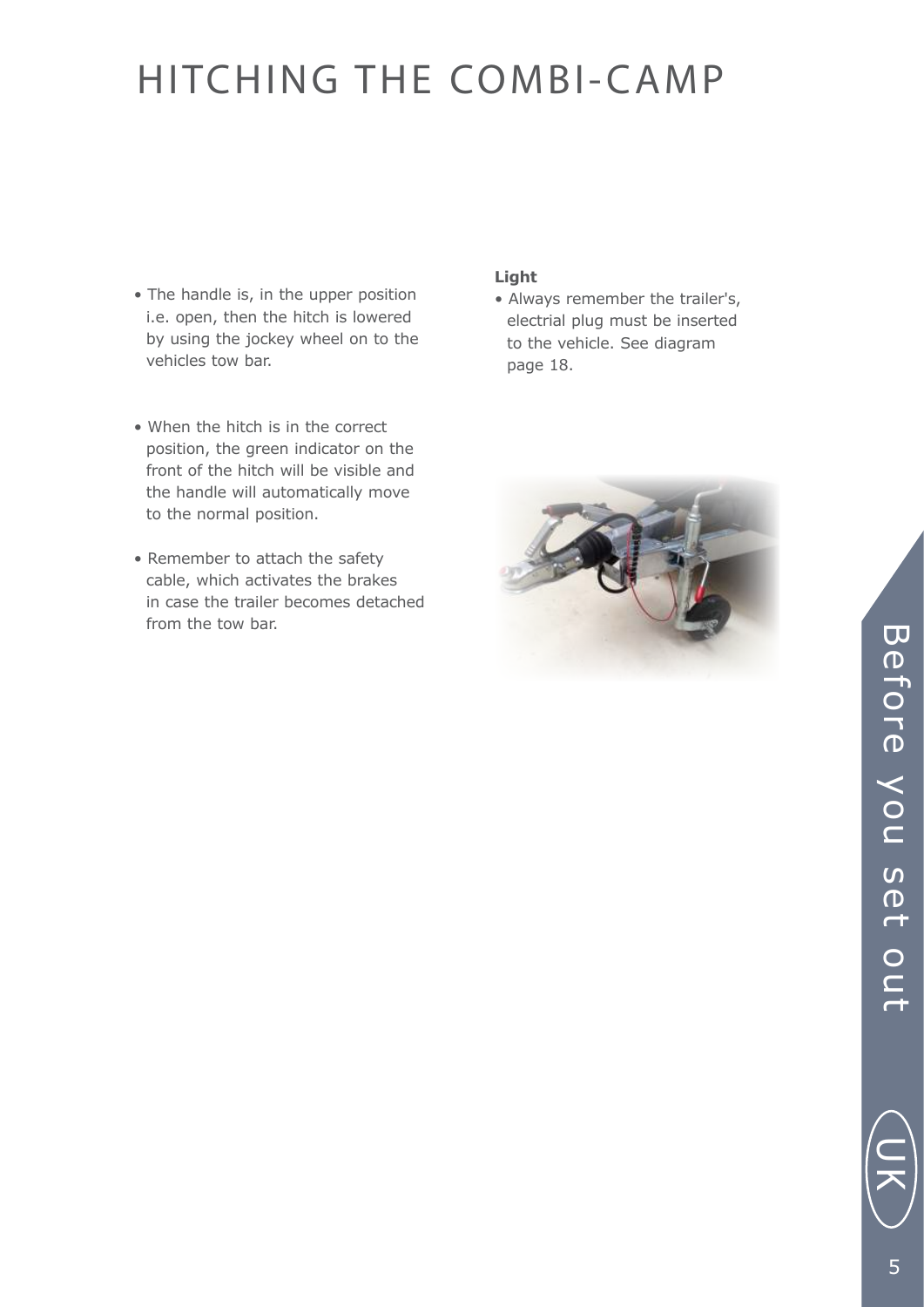# HITCHING THE COMBI-CAMP

- The handle is, in the upper position i.e. open, then the hitch is lowered by using the jockey wheel on to the vehicles tow bar.

- When the hitch is in the correct position, the green indicator on the front of the hitch will be visible and the handle will automatically move to the normal position.

- Remember to attach the safety cable, which activates the brakes in case the trailer becomes detached from the tow bar.

**Light**

- Always remember the trailer's, electrial plug must be inserted to the vehicle. See diagram page 18.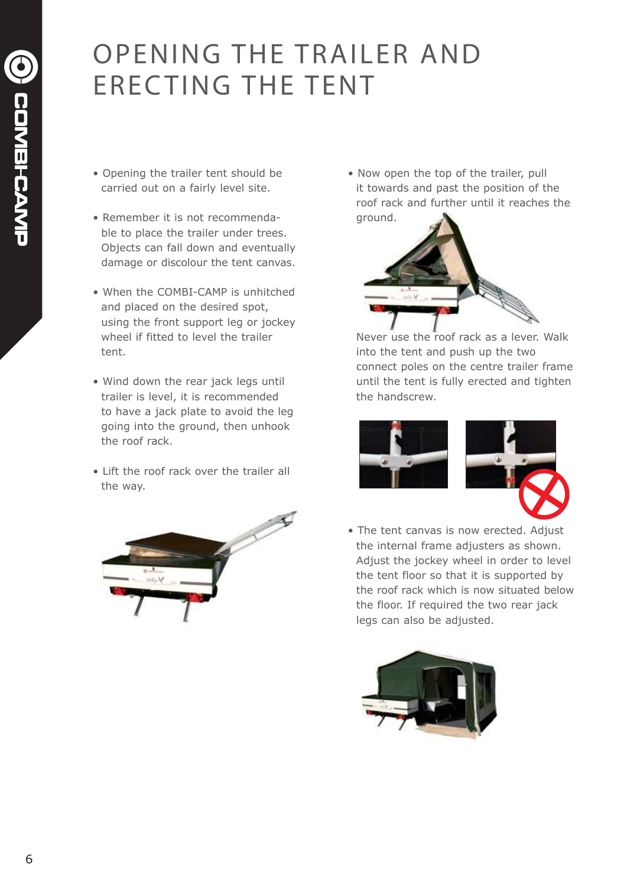# OPENING THE TRAILER AND ERECTING THE TENT

- Opening the trailer tent should be carried out on a fairly level site.
- Remember it is not recommendable to place the trailer under trees. Objects can fall down and eventually damage or discolour the tent canvas.
- When the COMBI-CAMP is unhitched and placed on the desired spot, using the front support leg or jockey wheel if fitted to level the trailer tent.
- Wind down the rear jack legs until trailer is level, it is recommended to have a jack plate to avoid the leg going into the ground, then unhook the roof rack.
- Lift the roof rack over the trailer all the way.
- Now open the top of the trailer, pull it towards and past the position of the roof rack and further until it reaches the ground.

Never use the roof rack as a lever. Walk into the tent and push up the two connect poles on the centre trailer frame until the tent is fully erected and tighten the handscrew.

- The tent canvas is now erected. Adjust the internal frame adjusters as shown. Adjust the jockey wheel in order to level the tent floor so that it is supported by the roof rack which is now situated below the floor. If required the two rear jack legs can also be adjusted.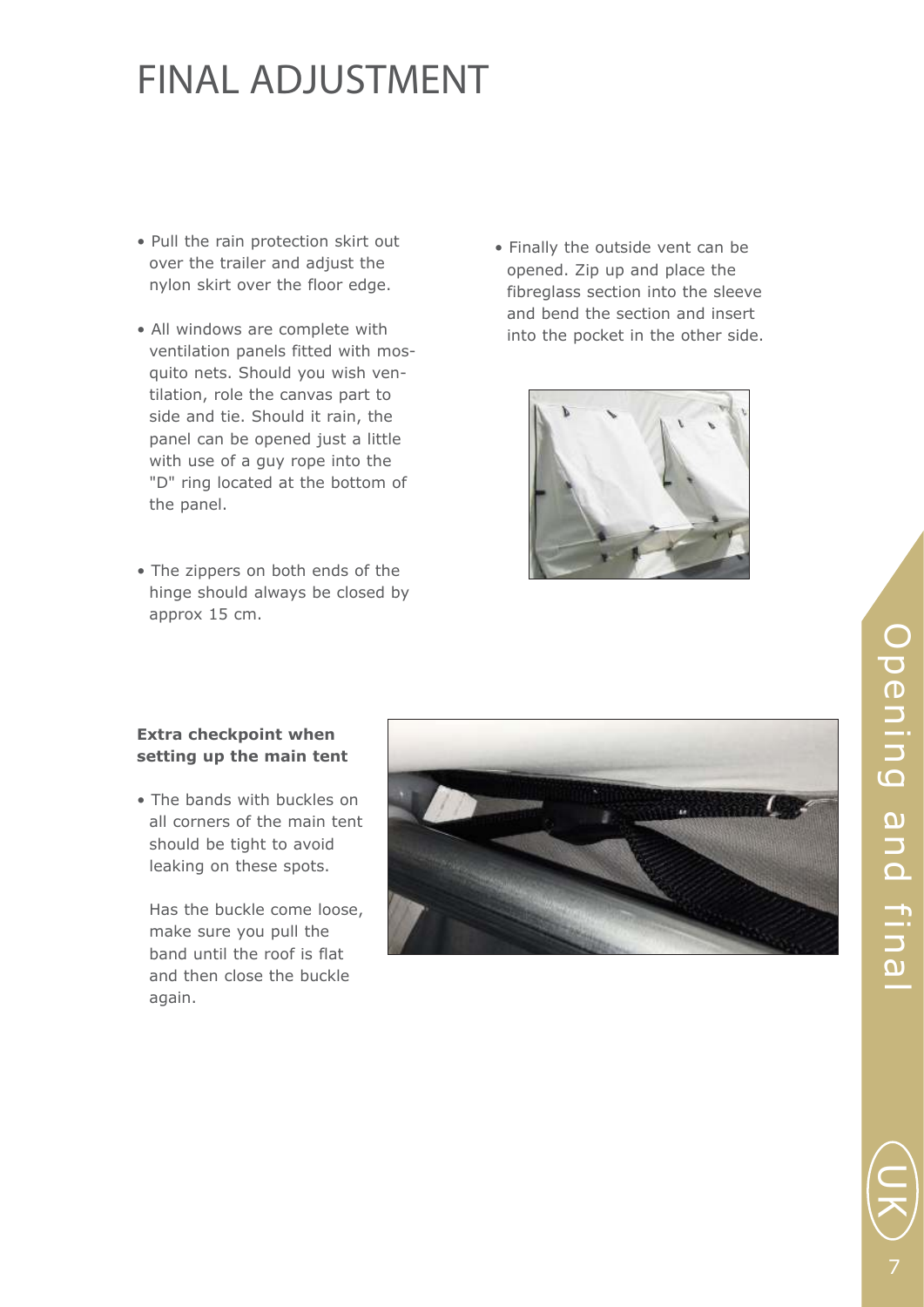# FINAL ADJUSTMENT

- Pull the rain protection skirt out over the trailer and adjust the nylon skirt over the floor edge.
- All windows are complete with ventilation panels fitted with mosquito nets. Should you wish ventilation, role the canvas part to side and tie. Should it rain, the panel can be opened just a little with use of a guy rope into the "D" ring located at the bottom of the panel.
- The zippers on both ends of the hinge should always be closed by approx 15 cm.
- Finally the outside vent can be opened. Zip up and place the fibreglass section into the sleeve and bend the section and insert into the pocket in the other side.

**Extra checkpoint when setting up the main tent**

- The bands with buckles on all corners of the main tent should be tight to avoid leaking on these spots.

  Has the buckle come loose, make sure you pull the band until the roof is flat and then close the buckle again.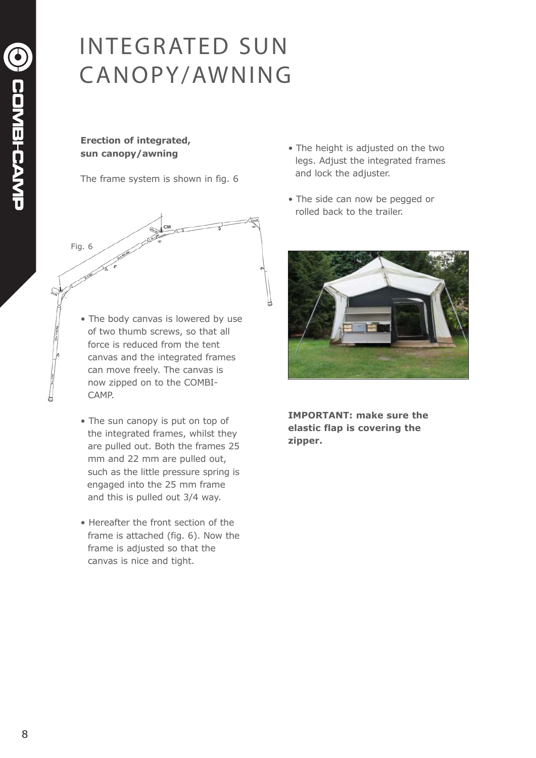# INTEGRATED SUN CANOPY/AWNING

**Erection of integrated, sun canopy/awning**

The frame system is shown in fig. 6

Fig. 6

- The body canvas is lowered by use of two thumb screws, so that all force is reduced from the tent canvas and the integrated frames can move freely. The canvas is now zipped on to the COMBI-CAMP.

- The sun canopy is put on top of the integrated frames, whilst they are pulled out. Both the frames 25 mm and 22 mm are pulled out, such as the little pressure spring is engaged into the 25 mm frame and this is pulled out 3/4 way.

- Hereafter the front section of the frame is attached (fig. 6). Now the frame is adjusted so that the canvas is nice and tight.

- The height is adjusted on the two legs. Adjust the integrated frames and lock the adjuster.

- The side can now be pegged or rolled back to the trailer.

**IMPORTANT: make sure the elastic flap is covering the zipper.**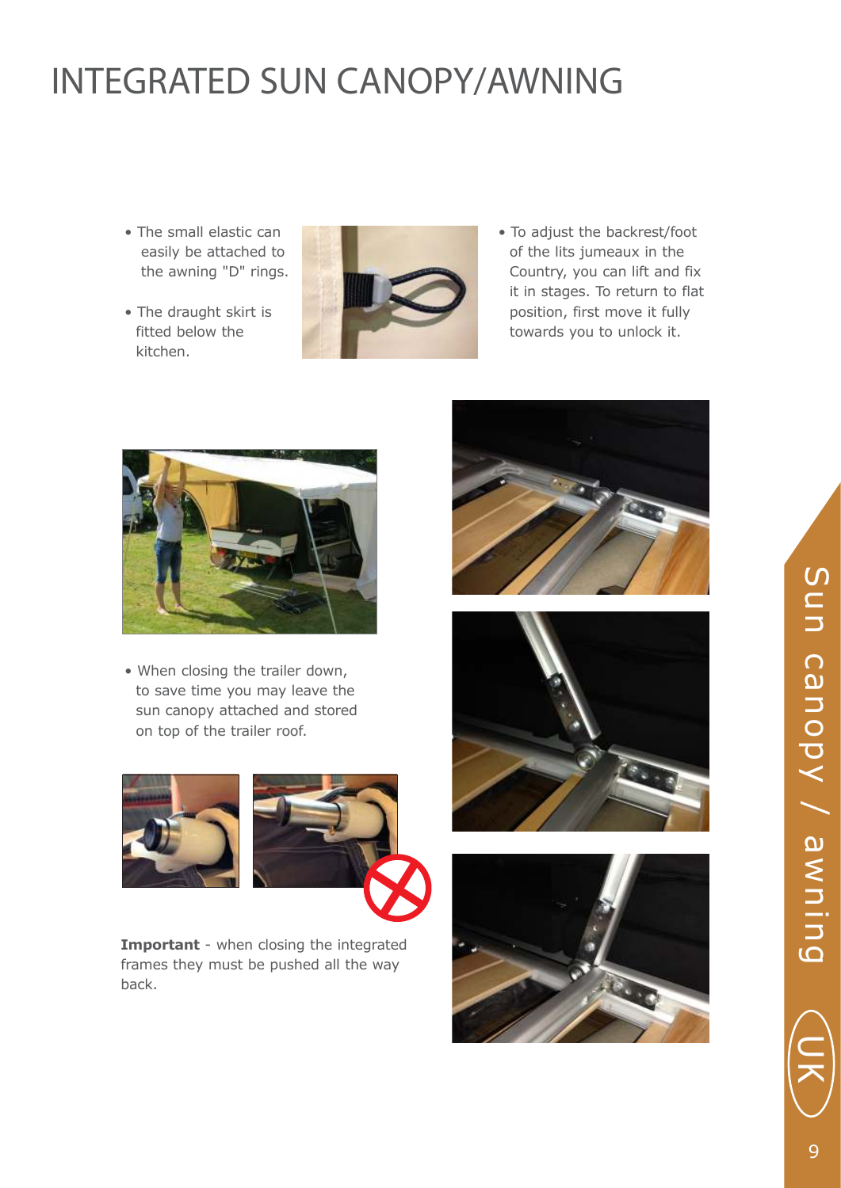# INTEGRATED SUN CANOPY/AWNING

- The small elastic can easily be attached to the awning "D" rings.
- The draught skirt is fitted below the kitchen.

- To adjust the backrest/foot of the lits jumeaux in the Country, you can lift and fix it in stages. To return to flat position, first move it fully towards you to unlock it.

- When closing the trailer down, to save time you may leave the sun canopy attached and stored on top of the trailer roof.

**Important** - when closing the integrated frames they must be pushed all the way back.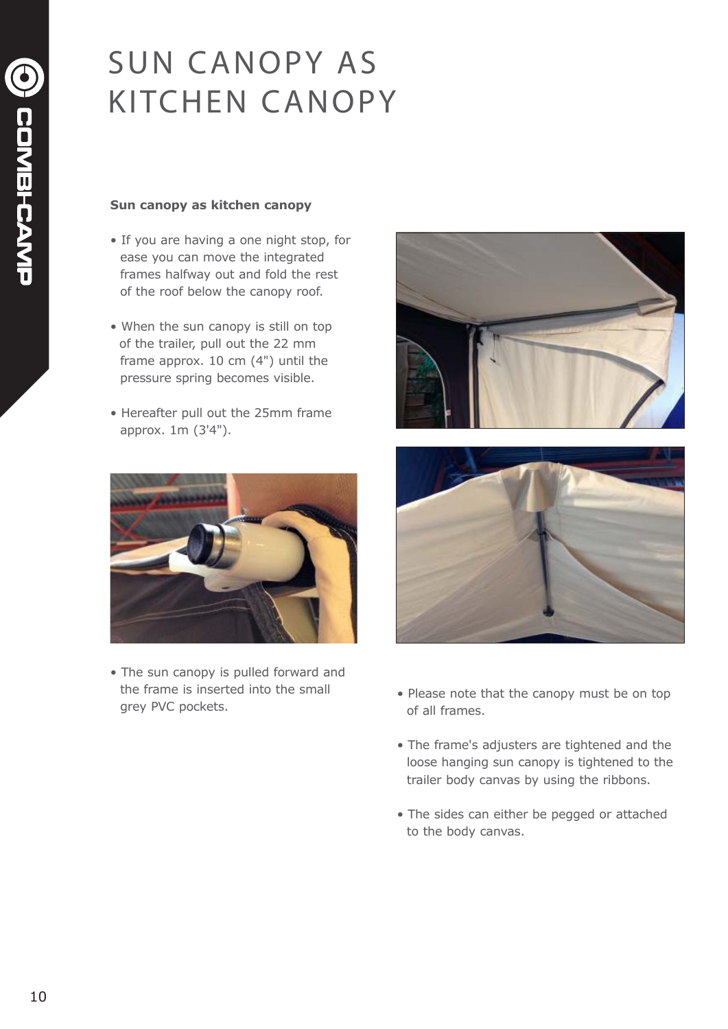# SUN CANOPY AS KITCHEN CANOPY

**Sun canopy as kitchen canopy**

- If you are having a one night stop, for ease you can move the integrated frames halfway out and fold the rest of the roof below the canopy roof.
- When the sun canopy is still on top of the trailer, pull out the 22 mm frame approx. 10 cm (4") until the pressure spring becomes visible.
- Hereafter pull out the 25mm frame approx. 1m (3'4").

- The sun canopy is pulled forward and the frame is inserted into the small grey PVC pockets.

- Please note that the canopy must be on top of all frames.
- The frame's adjusters are tightened and the loose hanging sun canopy is tightened to the trailer body canvas by using the ribbons.
- The sides can either be pegged or attached to the body canvas.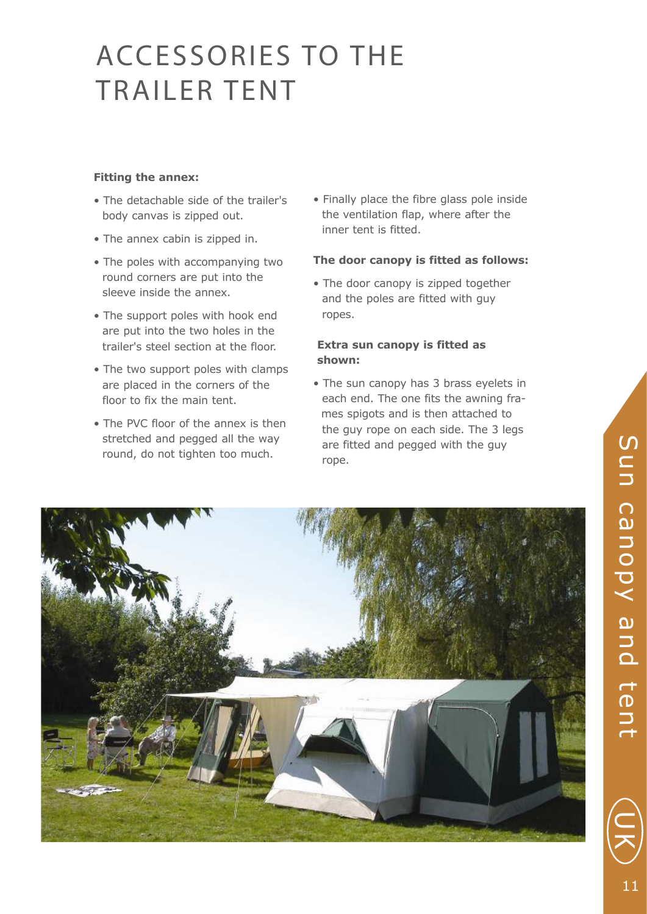# ACCESSORIES TO THE TRAILER TENT

**Fitting the annex:**

- The detachable side of the trailer's body canvas is zipped out.
- The annex cabin is zipped in.
- The poles with accompanying two round corners are put into the sleeve inside the annex.
- The support poles with hook end are put into the two holes in the trailer's steel section at the floor.
- The two support poles with clamps are placed in the corners of the floor to fix the main tent.
- The PVC floor of the annex is then stretched and pegged all the way round, do not tighten too much.
- Finally place the fibre glass pole inside the ventilation flap, where after the inner tent is fitted.

**The door canopy is fitted as follows:**

- The door canopy is zipped together and the poles are fitted with guy ropes.

**Extra sun canopy is fitted as shown:**

- The sun canopy has 3 brass eyelets in each end. The one fits the awning frames spigots and is then attached to the guy rope on each side. The 3 legs are fitted and pegged with the guy rope.

Sun canopy and tent

UK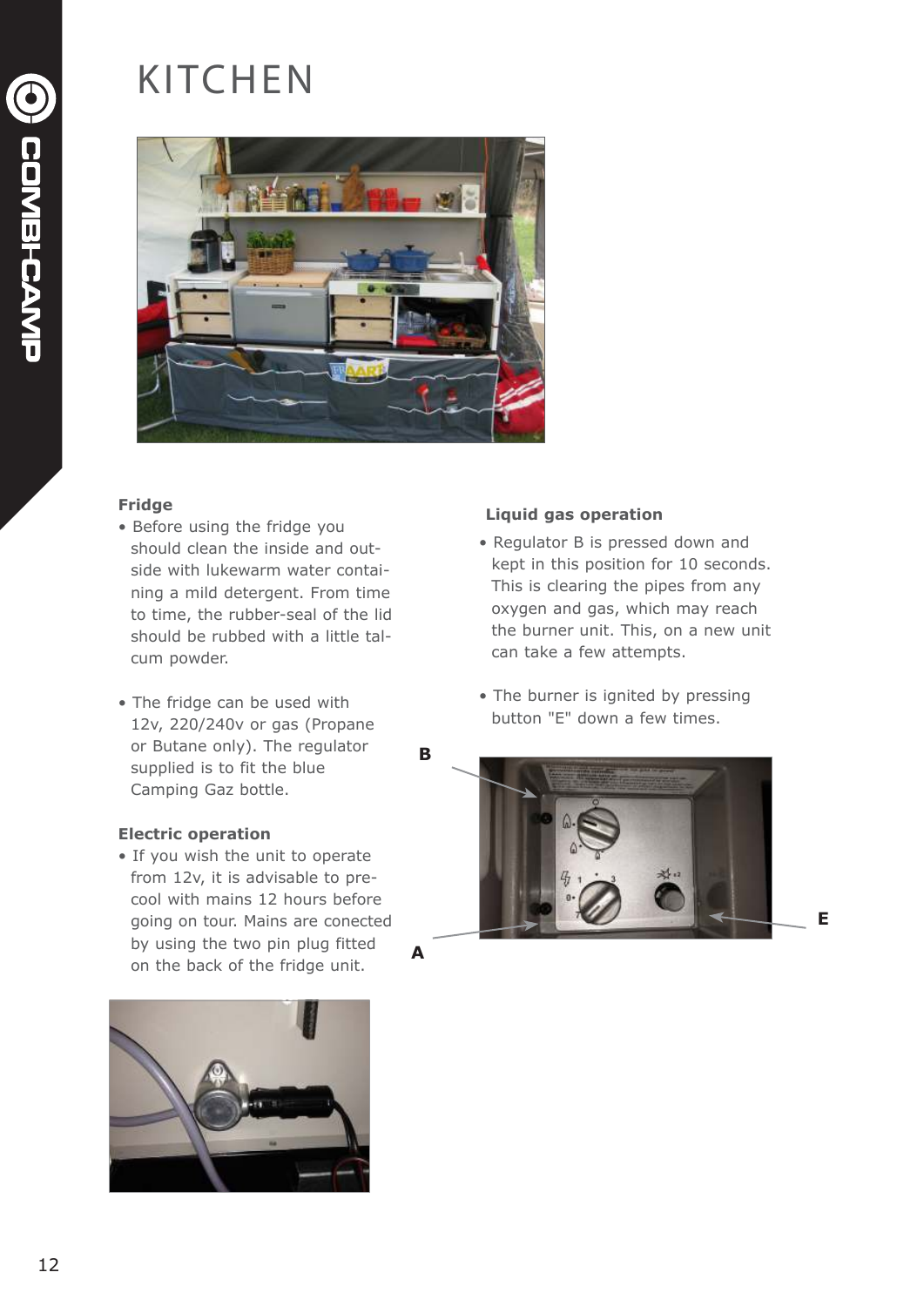# KITCHEN

**Fridge**

- Before using the fridge you should clean the inside and outside with lukewarm water containing a mild detergent. From time to time, the rubber-seal of the lid should be rubbed with a little talcum powder.

- The fridge can be used with 12v, 220/240v or gas (Propane or Butane only). The regulator supplied is to fit the blue Camping Gaz bottle.

**Electric operation**

- If you wish the unit to operate from 12v, it is advisable to pre-cool with mains 12 hours before going on tour. Mains are conected by using the two pin plug fitted on the back of the fridge unit.

**Liquid gas operation**

- Regulator B is pressed down and kept in this position for 10 seconds. This is clearing the pipes from any oxygen and gas, which may reach the burner unit. This, on a new unit can take a few attempts.

- The burner is ignited by pressing button "E" down a few times.

B

A

E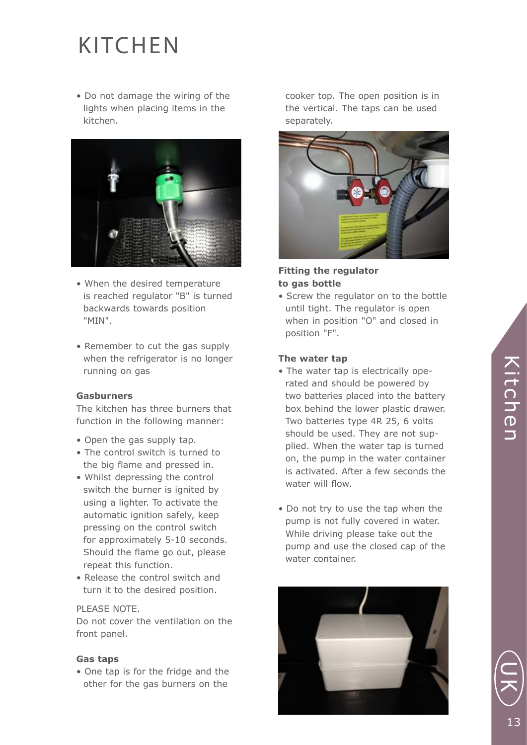# KITCHEN

- Do not damage the wiring of the lights when placing items in the kitchen.

- When the desired temperature is reached regulator "B" is turned backwards towards position "MIN".

- Remember to cut the gas supply when the refrigerator is no longer running on gas

**Gasburners**

The kitchen has three burners that function in the following manner:

- Open the gas supply tap.
- The control switch is turned to the big flame and pressed in.
- Whilst depressing the control switch the burner is ignited by using a lighter. To activate the automatic ignition safely, keep pressing on the control switch for approximately 5-10 seconds. Should the flame go out, please repeat this function.
- Release the control switch and turn it to the desired position.

PLEASE NOTE.
Do not cover the ventilation on the front panel.

**Gas taps**

- One tap is for the fridge and the other for the gas burners on the cooker top. The open position is in the vertical. The taps can be used separately.

**Fitting the regulator to gas bottle**

- Screw the regulator on to the bottle until tight. The regulator is open when in position "O" and closed in position "F".

**The water tap**

- The water tap is electrically operated and should be powered by two batteries placed into the battery box behind the lower plastic drawer. Two batteries type 4R 25, 6 volts should be used. They are not supplied. When the water tap is turned on, the pump in the water container is activated. After a few seconds the water will flow.

- Do not try to use the tap when the pump is not fully covered in water. While driving please take out the pump and use the closed cap of the water container.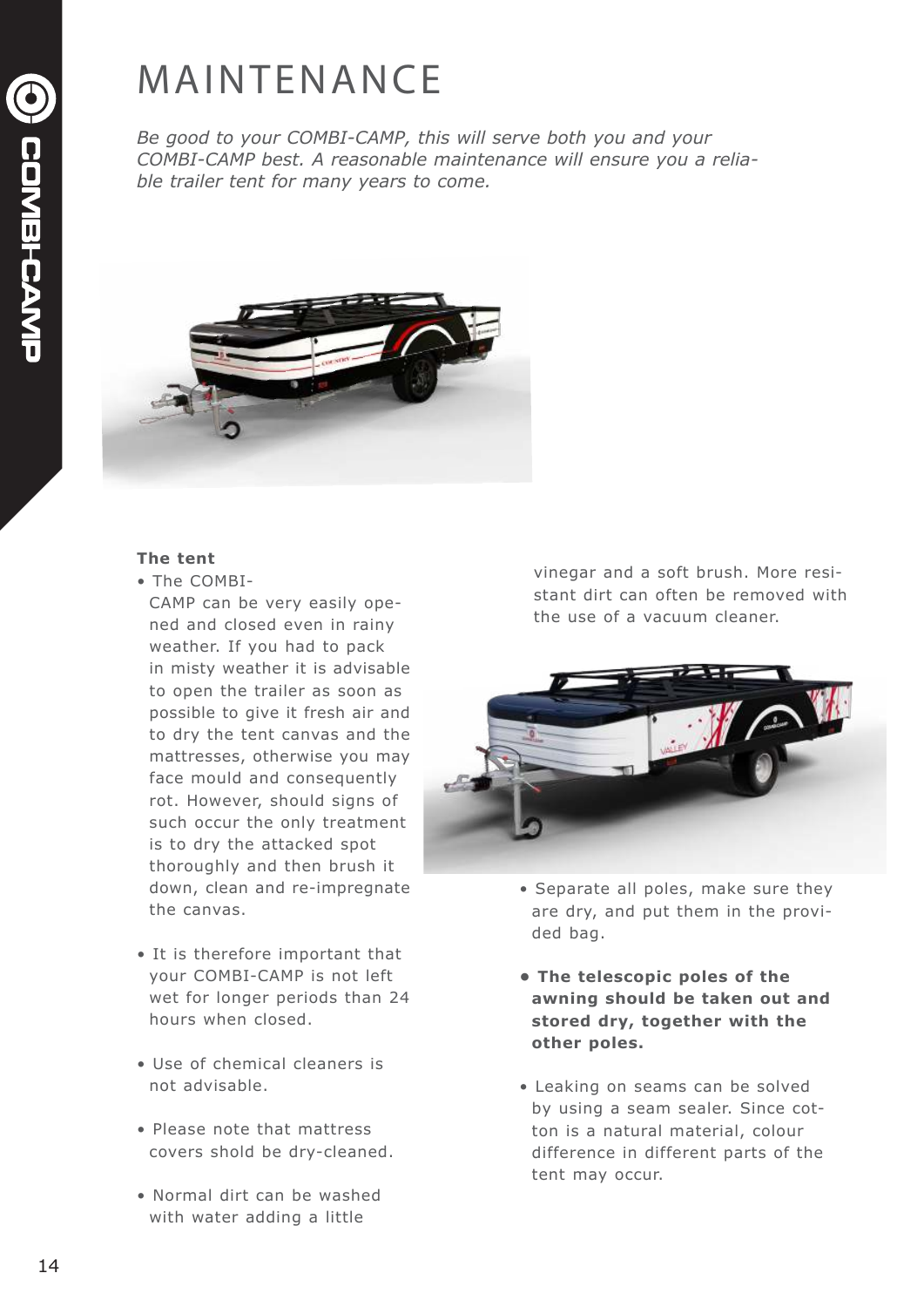# MAINTENANCE

*Be good to your COMBI-CAMP, this will serve both you and your COMBI-CAMP best. A reasonable maintenance will ensure you a reliable trailer tent for many years to come.*

**The tent**

- The COMBI-CAMP can be very easily opened and closed even in rainy weather. If you had to pack in misty weather it is advisable to open the trailer as soon as possible to give it fresh air and to dry the tent canvas and the mattresses, otherwise you may face mould and consequently rot. However, should signs of such occur the only treatment is to dry the attacked spot thoroughly and then brush it down, clean and re-impregnate the canvas.

- It is therefore important that your COMBI-CAMP is not left wet for longer periods than 24 hours when closed.

- Use of chemical cleaners is not advisable.

- Please note that mattress covers shold be dry-cleaned.

- Normal dirt can be washed with water adding a little vinegar and a soft brush. More resistant dirt can often be removed with the use of a vacuum cleaner.

- Separate all poles, make sure they are dry, and put them in the provided bag.

- **The telescopic poles of the awning should be taken out and stored dry, together with the other poles.**

- Leaking on seams can be solved by using a seam sealer. Since cotton is a natural material, colour difference in different parts of the tent may occur.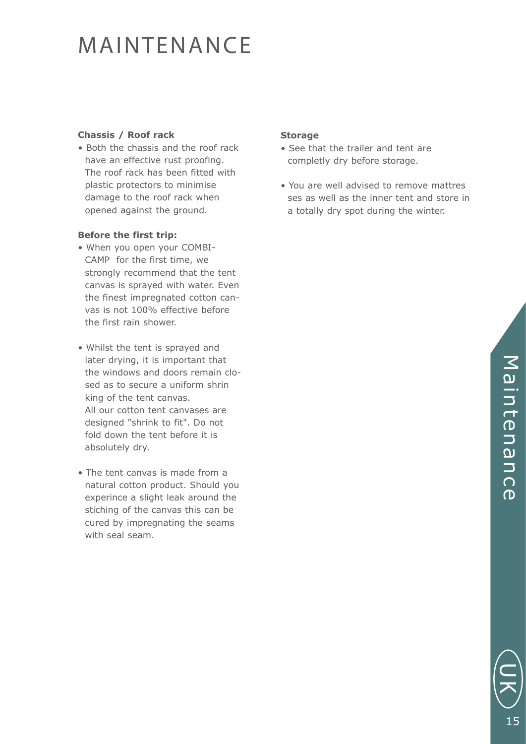# MAINTENANCE

**Chassis / Roof rack**

- Both the chassis and the roof rack have an effective rust proofing. The roof rack has been fitted with plastic protectors to minimise damage to the roof rack when opened against the ground.

**Before the first trip:**

- When you open your COMBI-CAMP for the first time, we strongly recommend that the tent canvas is sprayed with water. Even the finest impregnated cotton canvas is not 100% effective before the first rain shower.

- Whilst the tent is sprayed and later drying, it is important that the windows and doors remain closed as to secure a uniform shrinking of the tent canvas. All our cotton tent canvases are designed "shrink to fit". Do not fold down the tent before it is absolutely dry.

- The tent canvas is made from a natural cotton product. Should you experince a slight leak around the stiching of the canvas this can be cured by impregnating the seams with seal seam.

**Storage**

- See that the trailer and tent are completly dry before storage.

- You are well advised to remove mattresses as well as the inner tent and store in a totally dry spot during the winter.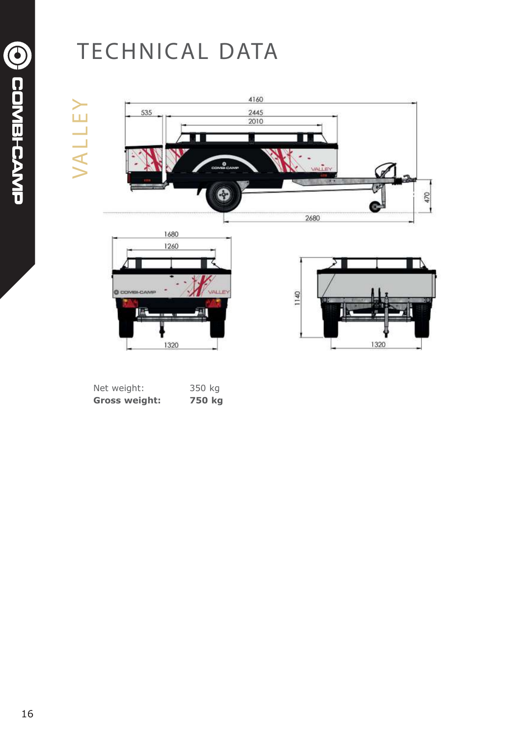# TECHNICAL DATA

## VALLEY

| | |
|---|---|
| Net weight: | 350 kg |
| **Gross weight:** | **750 kg** |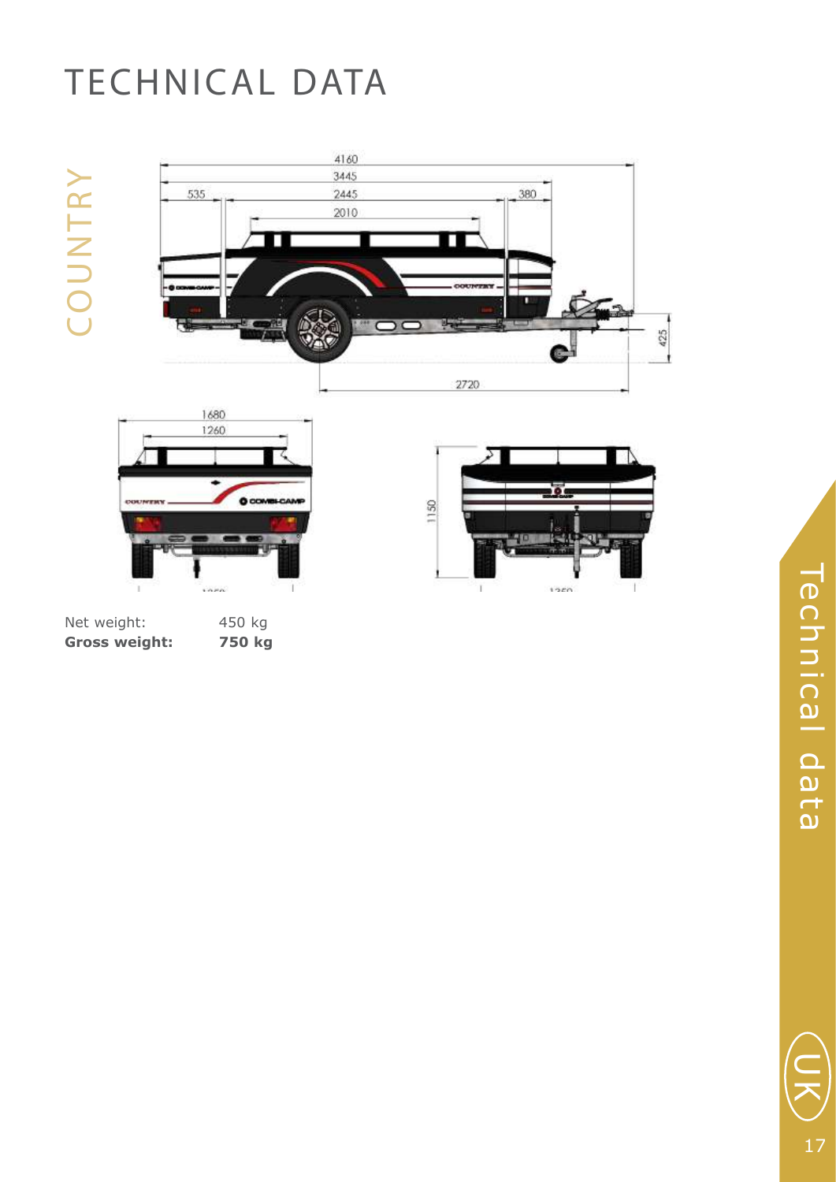# TECHNICAL DATA

## COUNTRY

4160
3445
535 2445 380
2010

425

2720

1680
1260

1150

| | |
|---|---|
| Net weight: | 450 kg |
| **Gross weight:** | **750 kg** |

Technical data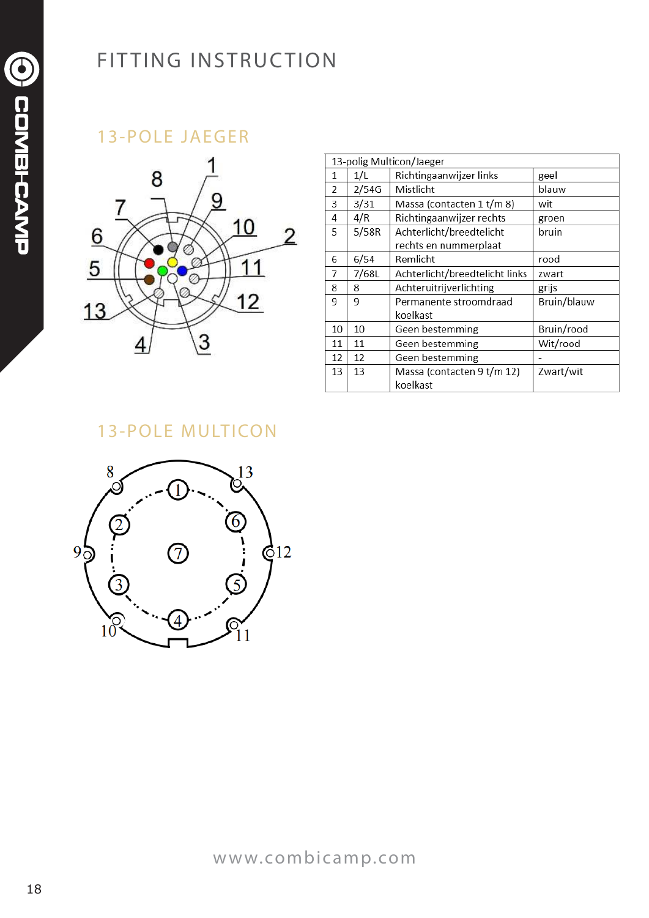# FITTING INSTRUCTION

## 13-POLE JAEGER

8
1
7
9
10
6
2
5
11
12
13
4
3

| 13-polig Multicon/Jaeger | | | |
|---|---|---|---|
| 1 | 1/L | Richtingaanwijzer links | geel |
| 2 | 2/54G | Mistlicht | blauw |
| 3 | 3/31 | Massa (contacten 1 t/m 8) | wit |
| 4 | 4/R | Richtingaanwijzer rechts | groen |
| 5 | 5/58R | Achterlicht/breedtelicht rechts en nummerplaat | bruin |
| 6 | 6/54 | Remlicht | rood |
| 7 | 7/68L | Achterlicht/breedtelicht links | zwart |
| 8 | 8 | Achteruitrijverlichting | grijs |
| 9 | 9 | Permanente stroomdraad koelkast | Bruin/blauw |
| 10 | 10 | Geen bestemming | Bruin/rood |
| 11 | 11 | Geen bestemming | Wit/rood |
| 12 | 12 | Geen bestemming | - |
| 13 | 13 | Massa (contacten 9 t/m 12) koelkast | Zwart/wit |

## 13-POLE MULTICON

8
13
1
2
6
9
7
12
3
5
4
10
11

www.combicamp.com